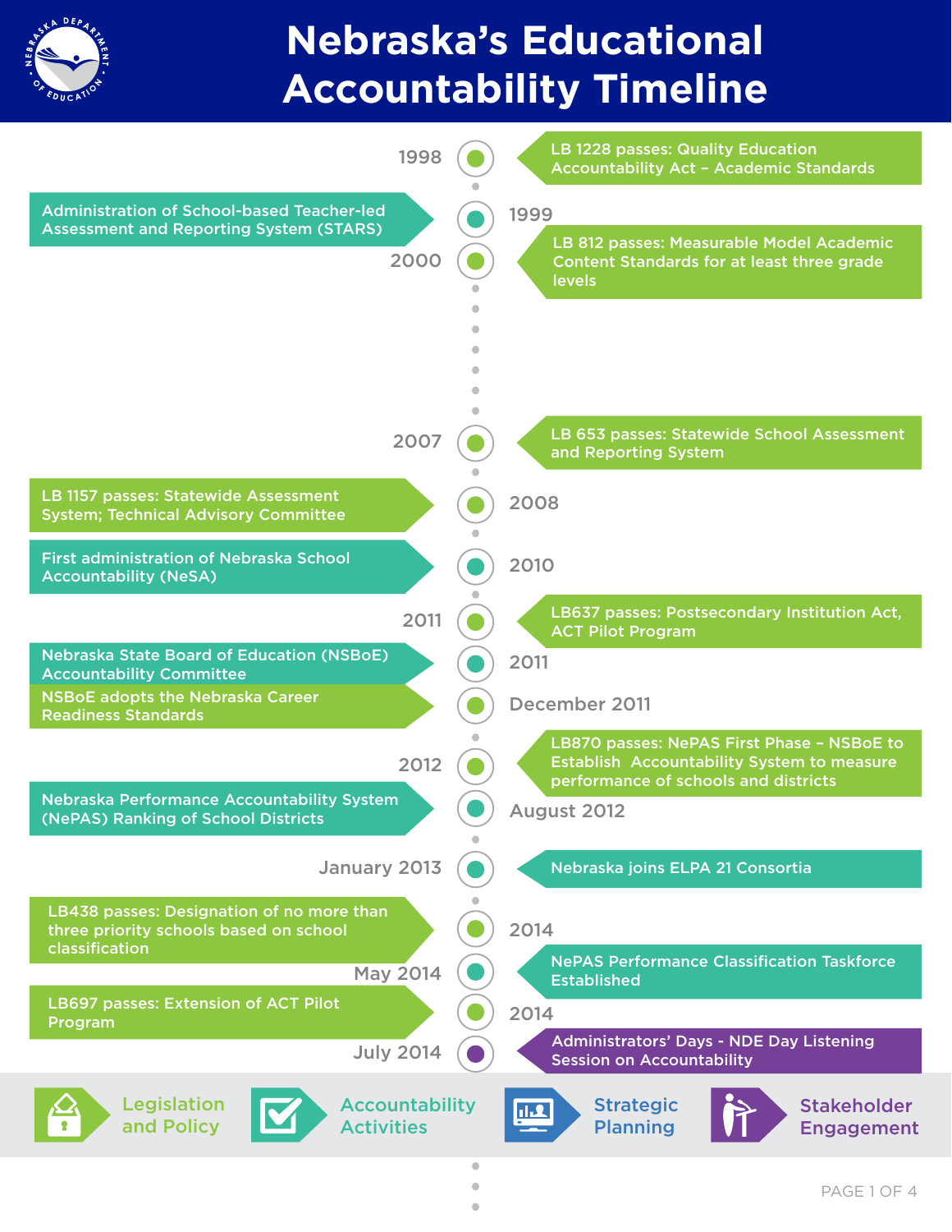# Nebraska's Educational Accountability Timeline

- **1998** – LB 1228 passes: Quality Education Accountability Act – Academic Standards
- **1999** – Administration of School-based Teacher-led Assessment and Reporting System (STARS)
- **2000** – LB 812 passes: Measurable Model Academic Content Standards for at least three grade levels
- **2007** – LB 653 passes: Statewide School Assessment and Reporting System
- **2008** – LB 1157 passes: Statewide Assessment System; Technical Advisory Committee
- **2010** – First administration of Nebraska School Accountability (NeSA)
- **2011** – LB637 passes: Postsecondary Institution Act, ACT Pilot Program
- **2011** – Nebraska State Board of Education (NSBoE) Accountability Committee
- **December 2011** – NSBoE adopts the Nebraska Career Readiness Standards
- **2012** – LB870 passes: NePAS First Phase – NSBoE to Establish Accountability System to measure performance of schools and districts
- **August 2012** – Nebraska Performance Accountability System (NePAS) Ranking of School Districts
- **January 2013** – Nebraska joins ELPA 21 Consortia
- **2014** – LB438 passes: Designation of no more than three priority schools based on school classification
- **May 2014** – NePAS Performance Classification Taskforce Established
- **2014** – LB697 passes: Extension of ACT Pilot Program
- **July 2014** – Administrators' Days - NDE Day Listening Session on Accountability

Legend: Legislation and Policy | Accountability Activities | Strategic Planning | Stakeholder Engagement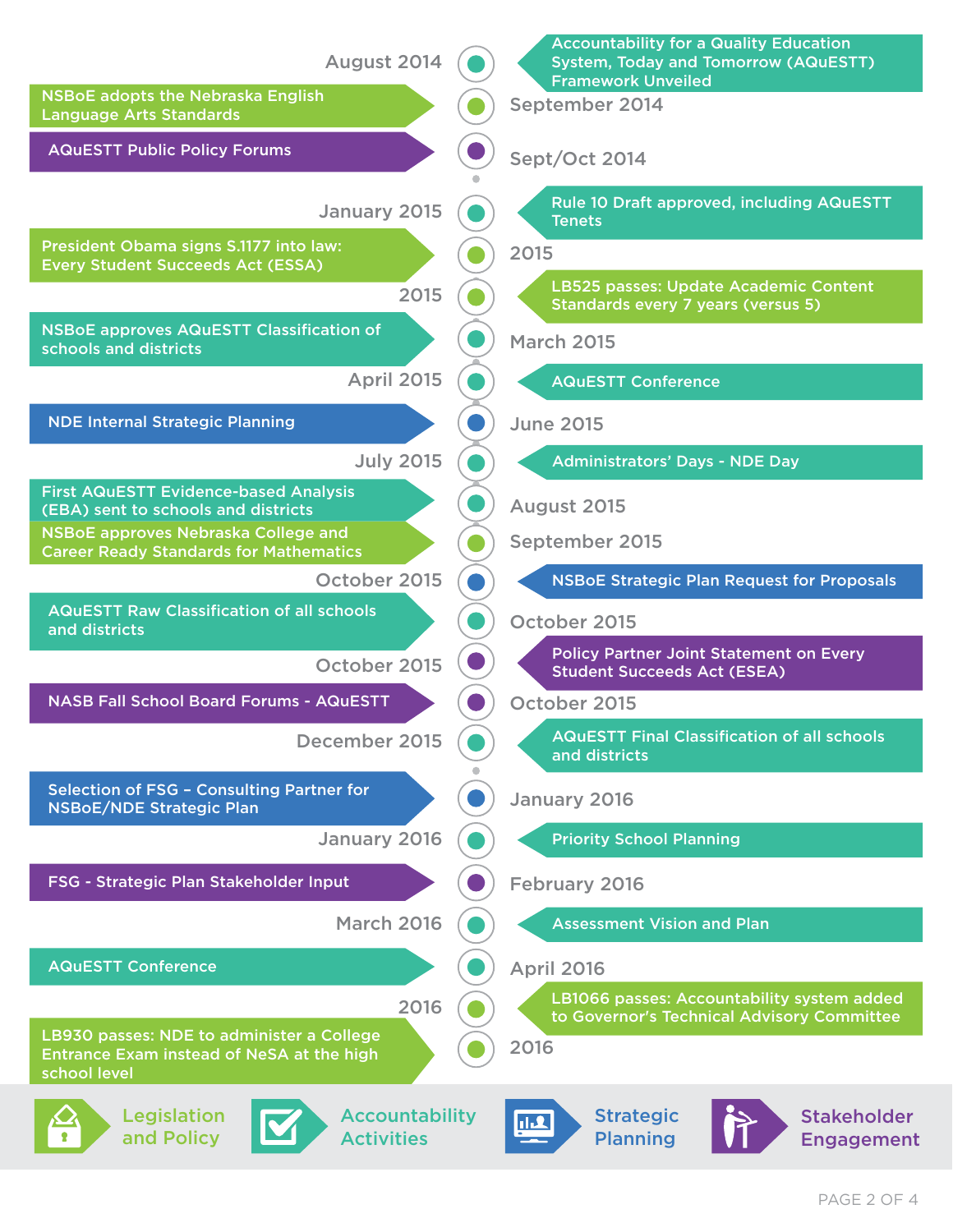- **August 2014** — Accountability for a Quality Education System, Today and Tomorrow (AQuESTT) Framework Unveiled
- **September 2014** — NSBoE adopts the Nebraska English Language Arts Standards
- **Sept/Oct 2014** — AQuESTT Public Policy Forums
- **January 2015** — Rule 10 Draft approved, including AQuESTT Tenets
- **2015** — President Obama signs S.1177 into law: Every Student Succeeds Act (ESSA)
- **2015** — LB525 passes: Update Academic Content Standards every 7 years (versus 5)
- **March 2015** — NSBoE approves AQuESTT Classification of schools and districts
- **April 2015** — AQuESTT Conference
- **June 2015** — NDE Internal Strategic Planning
- **July 2015** — Administrators' Days - NDE Day
- **August 2015** — First AQuESTT Evidence-based Analysis (EBA) sent to schools and districts
- **September 2015** — NSBoE approves Nebraska College and Career Ready Standards for Mathematics
- **October 2015** — NSBoE Strategic Plan Request for Proposals
- **October 2015** — AQuESTT Raw Classification of all schools and districts
- **October 2015** — Policy Partner Joint Statement on Every Student Succeeds Act (ESEA)
- **October 2015** — NASB Fall School Board Forums - AQuESTT
- **December 2015** — AQuESTT Final Classification of all schools and districts
- **January 2016** — Selection of FSG – Consulting Partner for NSBoE/NDE Strategic Plan
- **January 2016** — Priority School Planning
- **February 2016** — FSG - Strategic Plan Stakeholder Input
- **March 2016** — Assessment Vision and Plan
- **April 2016** — AQuESTT Conference
- **2016** — LB1066 passes: Accountability system added to Governor's Technical Advisory Committee
- **2016** — LB930 passes: NDE to administer a College Entrance Exam instead of NeSA at the high school level

Legislation and Policy | Accountability Activities | Strategic Planning | Stakeholder Engagement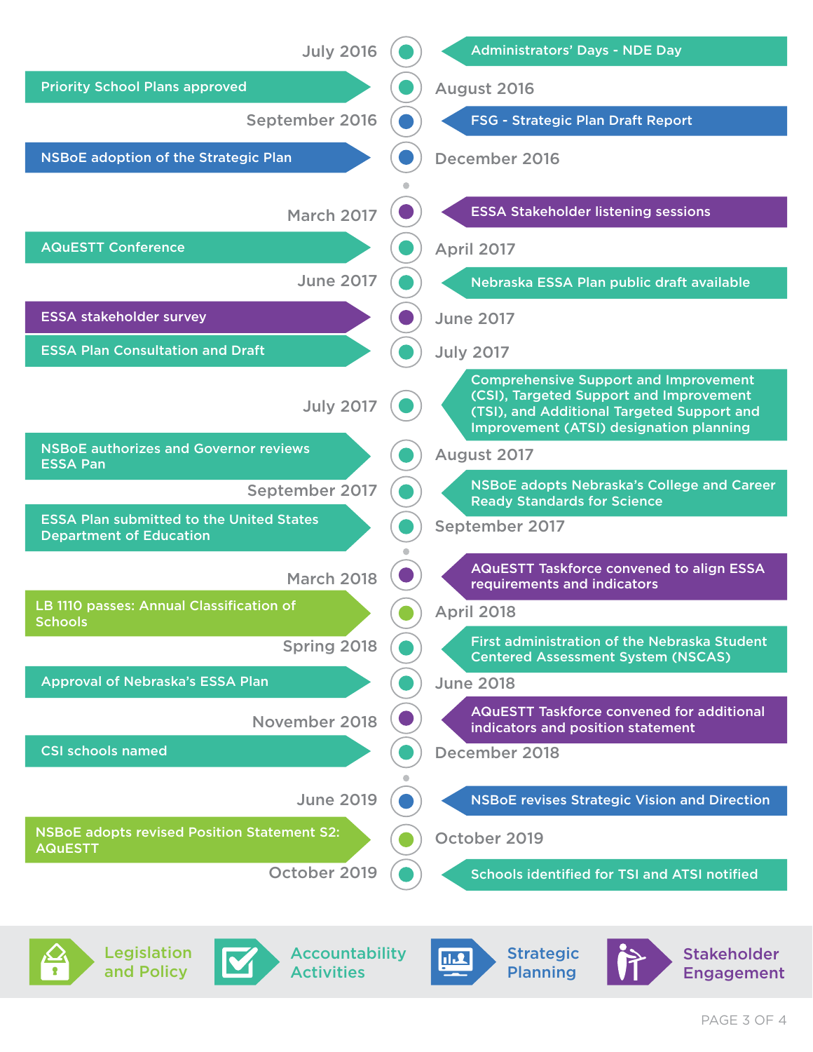- **July 2016** — Administrators' Days - NDE Day
- **August 2016** — Priority School Plans approved
- **September 2016** — FSG - Strategic Plan Draft Report
- **December 2016** — NSBoE adoption of the Strategic Plan
- **March 2017** — ESSA Stakeholder listening sessions
- **April 2017** — AQuESTT Conference
- **June 2017** — Nebraska ESSA Plan public draft available
- **June 2017** — ESSA stakeholder survey
- **July 2017** — ESSA Plan Consultation and Draft
- **July 2017** — Comprehensive Support and Improvement (CSI), Targeted Support and Improvement (TSI), and Additional Targeted Support and Improvement (ATSI) designation planning
- **August 2017** — NSBoE authorizes and Governor reviews ESSA Pan
- **September 2017** — NSBoE adopts Nebraska's College and Career Ready Standards for Science
- **September 2017** — ESSA Plan submitted to the United States Department of Education
- **March 2018** — AQuESTT Taskforce convened to align ESSA requirements and indicators
- **April 2018** — LB 1110 passes: Annual Classification of Schools
- **Spring 2018** — First administration of the Nebraska Student Centered Assessment System (NSCAS)
- **June 2018** — Approval of Nebraska's ESSA Plan
- **November 2018** — AQuESTT Taskforce convened for additional indicators and position statement
- **December 2018** — CSI schools named
- **June 2019** — NSBoE revises Strategic Vision and Direction
- **October 2019** — NSBoE adopts revised Position Statement S2: AQuESTT
- **October 2019** — Schools identified for TSI and ATSI notified

Legend: Legislation and Policy | Accountability Activities | Strategic Planning | Stakeholder Engagement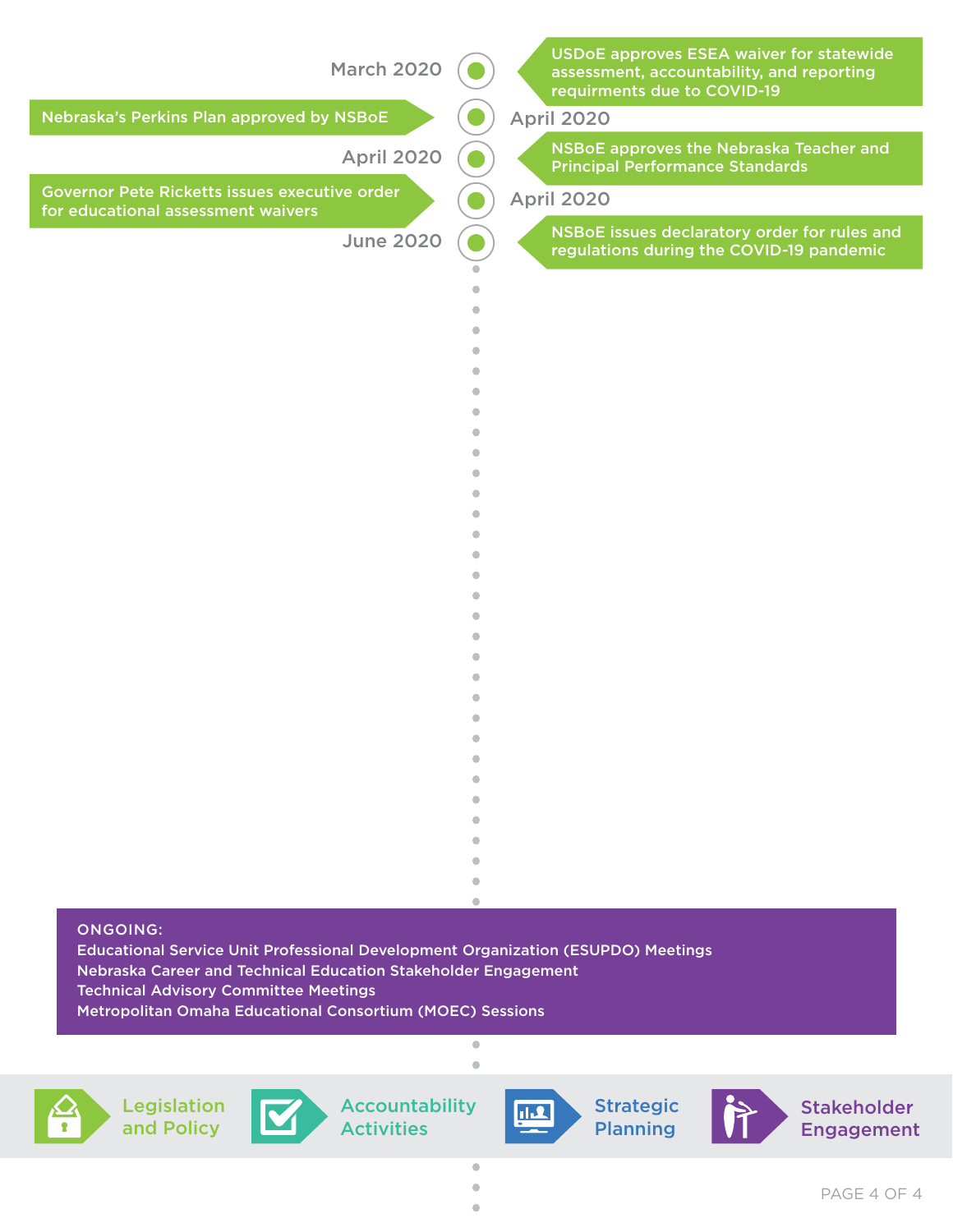March 2020 — USDoE approves ESEA waiver for statewide assessment, accountability, and reporting requirments due to COVID-19

April 2020 — Nebraska's Perkins Plan approved by NSBoE

April 2020 — NSBoE approves the Nebraska Teacher and Principal Performance Standards

April 2020 — Governor Pete Ricketts issues executive order for educational assessment waivers

June 2020 — NSBoE issues declaratory order for rules and regulations during the COVID-19 pandemic

**ONGOING:**

Educational Service Unit Professional Development Organization (ESUPDO) Meetings
Nebraska Career and Technical Education Stakeholder Engagement
Technical Advisory Committee Meetings
Metropolitan Omaha Educational Consortium (MOEC) Sessions

Legislation and Policy

Accountability Activities

Strategic Planning

Stakeholder Engagement